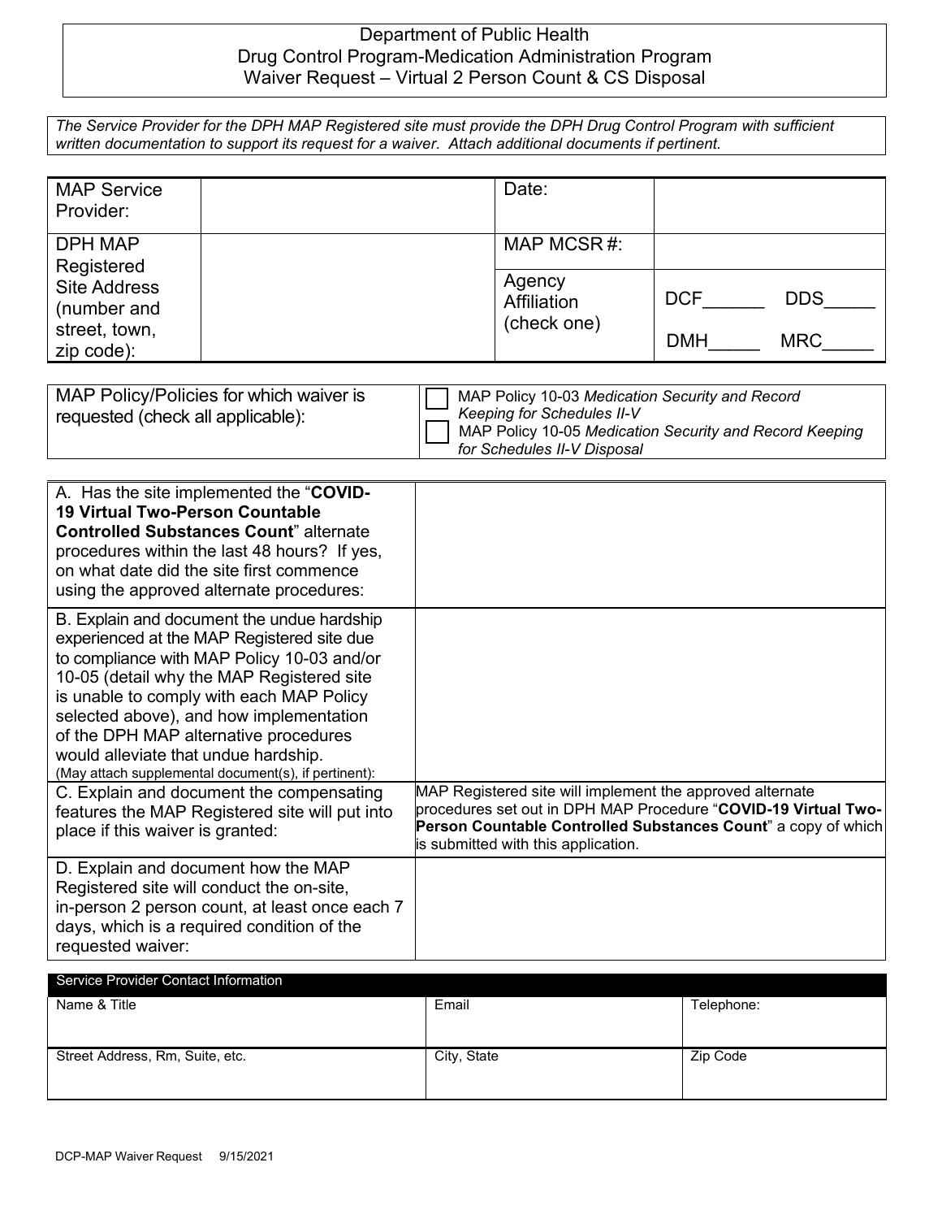# Department of Public Health
## Drug Control Program-Medication Administration Program
## Waiver Request – Virtual 2 Person Count & CS Disposal

*The Service Provider for the DPH MAP Registered site must provide the DPH Drug Control Program with sufficient written documentation to support its request for a waiver. Attach additional documents if pertinent.*

| | | | |
|---|---|---|---|
| MAP Service Provider: | | Date: | |
| DPH MAP Registered Site Address (number and street, town, zip code): | | MAP MCSR #: | |
| | | Agency Affiliation (check one) | DCF______ DDS_____ DMH_____ MRC_____ |

| | |
|---|---|
| MAP Policy/Policies for which waiver is requested (check all applicable): | ☐ MAP Policy 10-03 *Medication Security and Record Keeping for Schedules II-V*<br>☐ MAP Policy 10-05 *Medication Security and Record Keeping for Schedules II-V Disposal* |

| | |
|---|---|
| A. Has the site implemented the "**COVID-19 Virtual Two-Person Countable Controlled Substances Count**" alternate procedures within the last 48 hours? If yes, on what date did the site first commence using the approved alternate procedures: | |
| B. Explain and document the undue hardship experienced at the MAP Registered site due to compliance with MAP Policy 10-03 and/or 10-05 (detail why the MAP Registered site is unable to comply with each MAP Policy selected above), and how implementation of the DPH MAP alternative procedures would alleviate that undue hardship. (May attach supplemental document(s), if pertinent): | |
| C. Explain and document the compensating features the MAP Registered site will put into place if this waiver is granted: | MAP Registered site will implement the approved alternate procedures set out in DPH MAP Procedure "**COVID-19 Virtual Two-Person Countable Controlled Substances Count**" a copy of which is submitted with this application. |
| D. Explain and document how the MAP Registered site will conduct the on-site, in-person 2 person count, at least once each 7 days, which is a required condition of the requested waiver: | |

| Service Provider Contact Information | | |
|---|---|---|
| Name & Title | Email | Telephone: |
| Street Address, Rm, Suite, etc. | City, State | Zip Code |

DCP-MAP Waiver Request 9/15/2021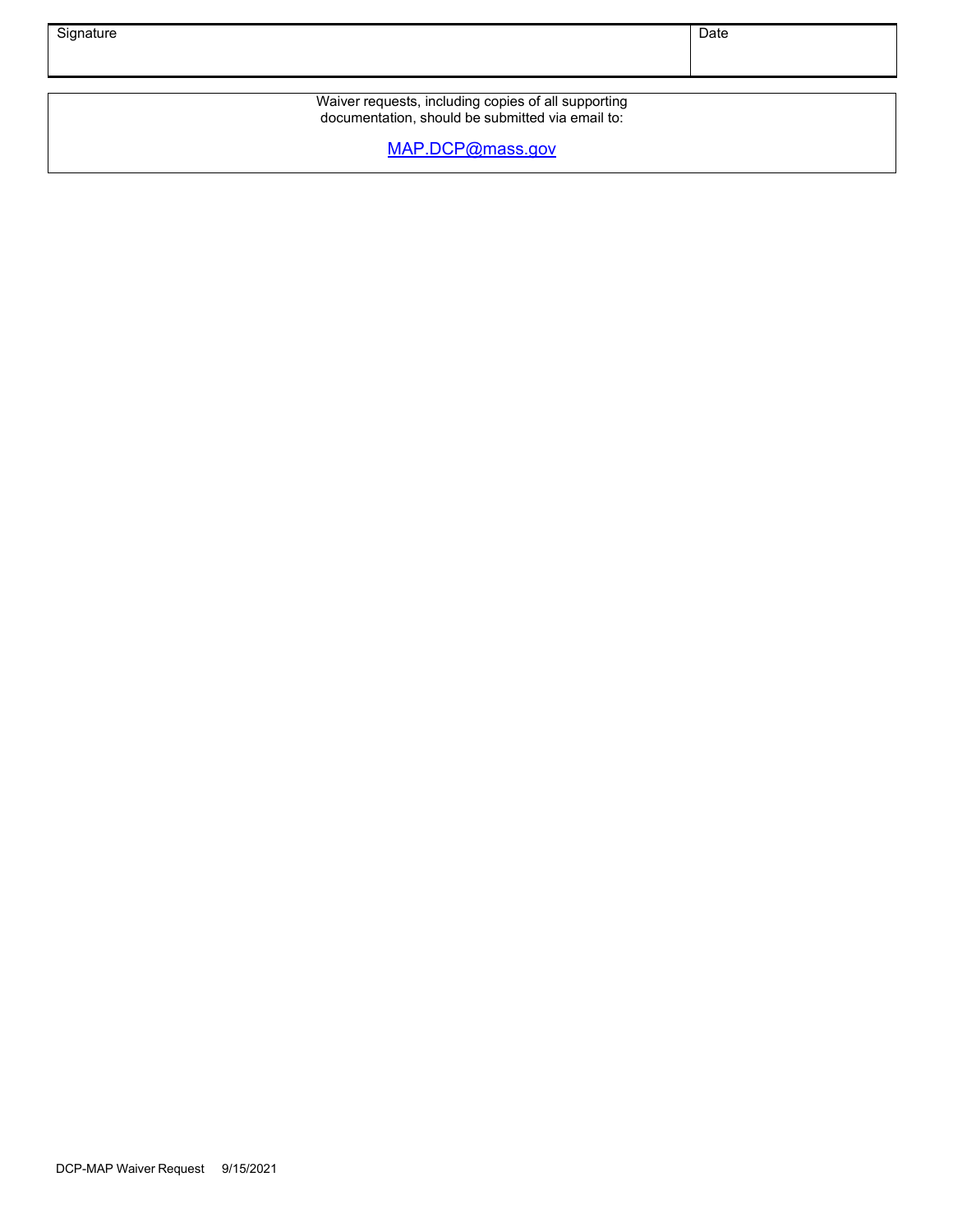| Signature | Date |
| --- | --- |
| | |

Waiver requests, including copies of all supporting documentation, should be submitted via email to:

MAP.DCP@mass.gov

DCP-MAP Waiver Request 9/15/2021